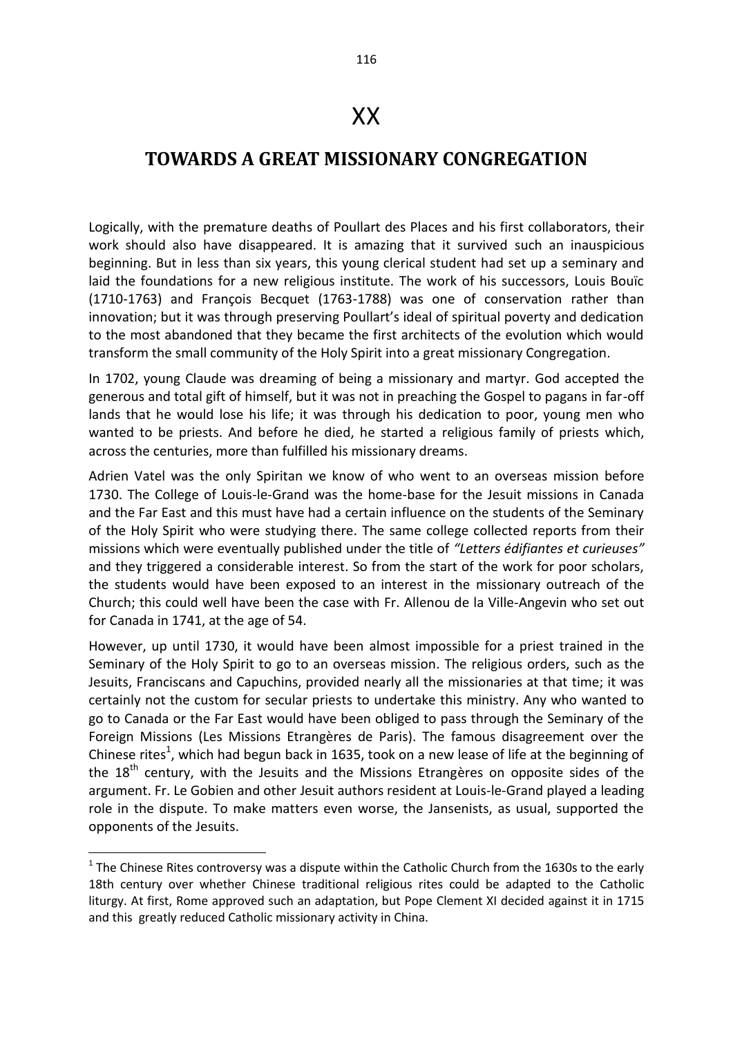# XX

## TOWARDS A GREAT MISSIONARY CONGREGATION

Logically, with the premature deaths of Poullart des Places and his first collaborators, their work should also have disappeared. It is amazing that it survived such an inauspicious beginning. But in less than six years, this young clerical student had set up a seminary and laid the foundations for a new religious institute. The work of his successors, Louis Bouïc (1710-1763) and François Becquet (1763-1788) was one of conservation rather than innovation; but it was through preserving Poullart's ideal of spiritual poverty and dedication to the most abandoned that they became the first architects of the evolution which would transform the small community of the Holy Spirit into a great missionary Congregation.

In 1702, young Claude was dreaming of being a missionary and martyr. God accepted the generous and total gift of himself, but it was not in preaching the Gospel to pagans in far-off lands that he would lose his life; it was through his dedication to poor, young men who wanted to be priests. And before he died, he started a religious family of priests which, across the centuries, more than fulfilled his missionary dreams.

Adrien Vatel was the only Spiritan we know of who went to an overseas mission before 1730. The College of Louis-le-Grand was the home-base for the Jesuit missions in Canada and the Far East and this must have had a certain influence on the students of the Seminary of the Holy Spirit who were studying there. The same college collected reports from their missions which were eventually published under the title of *"Letters édifiantes et curieuses"* and they triggered a considerable interest. So from the start of the work for poor scholars, the students would have been exposed to an interest in the missionary outreach of the Church; this could well have been the case with Fr. Allenou de la Ville-Angevin who set out for Canada in 1741, at the age of 54.

However, up until 1730, it would have been almost impossible for a priest trained in the Seminary of the Holy Spirit to go to an overseas mission. The religious orders, such as the Jesuits, Franciscans and Capuchins, provided nearly all the missionaries at that time; it was certainly not the custom for secular priests to undertake this ministry. Any who wanted to go to Canada or the Far East would have been obliged to pass through the Seminary of the Foreign Missions (Les Missions Etrangères de Paris). The famous disagreement over the Chinese rites[1], which had begun back in 1635, took on a new lease of life at the beginning of the 18th century, with the Jesuits and the Missions Etrangères on opposite sides of the argument. Fr. Le Gobien and other Jesuit authors resident at Louis-le-Grand played a leading role in the dispute. To make matters even worse, the Jansenists, as usual, supported the opponents of the Jesuits.

---

[1] The Chinese Rites controversy was a dispute within the Catholic Church from the 1630s to the early 18th century over whether Chinese traditional religious rites could be adapted to the Catholic liturgy. At first, Rome approved such an adaptation, but Pope Clement XI decided against it in 1715 and this greatly reduced Catholic missionary activity in China.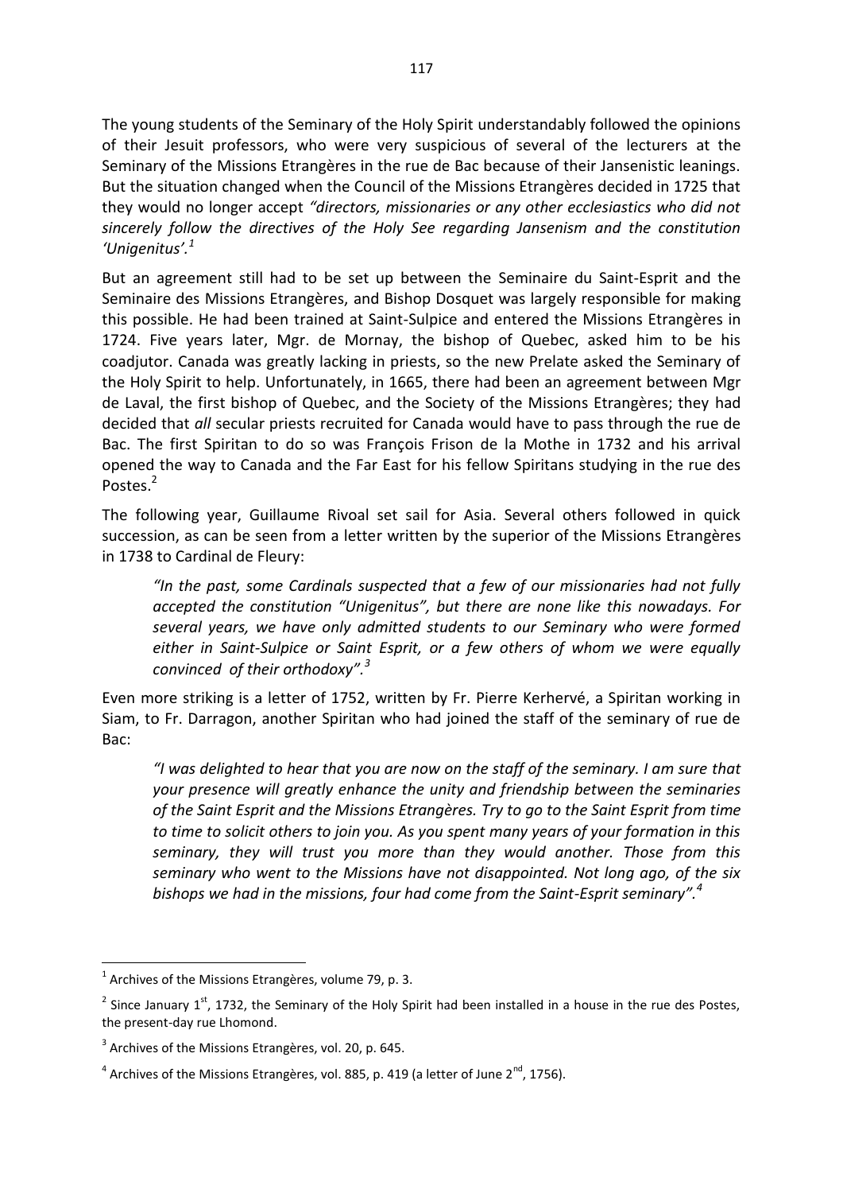The young students of the Seminary of the Holy Spirit understandably followed the opinions of their Jesuit professors, who were very suspicious of several of the lecturers at the Seminary of the Missions Etrangères in the rue de Bac because of their Jansenistic leanings. But the situation changed when the Council of the Missions Etrangères decided in 1725 that they would no longer accept *"directors, missionaries or any other ecclesiastics who did not sincerely follow the directives of the Holy See regarding Jansenism and the constitution 'Unigenitus'.*[1]

But an agreement still had to be set up between the Seminaire du Saint-Esprit and the Seminaire des Missions Etrangères, and Bishop Dosquet was largely responsible for making this possible. He had been trained at Saint-Sulpice and entered the Missions Etrangères in 1724. Five years later, Mgr. de Mornay, the bishop of Quebec, asked him to be his coadjutor. Canada was greatly lacking in priests, so the new Prelate asked the Seminary of the Holy Spirit to help. Unfortunately, in 1665, there had been an agreement between Mgr de Laval, the first bishop of Quebec, and the Society of the Missions Etrangères; they had decided that *all* secular priests recruited for Canada would have to pass through the rue de Bac. The first Spiritan to do so was François Frison de la Mothe in 1732 and his arrival opened the way to Canada and the Far East for his fellow Spiritans studying in the rue des Postes.[2]

The following year, Guillaume Rivoal set sail for Asia. Several others followed in quick succession, as can be seen from a letter written by the superior of the Missions Etrangères in 1738 to Cardinal de Fleury:

> *"In the past, some Cardinals suspected that a few of our missionaries had not fully accepted the constitution "Unigenitus", but there are none like this nowadays. For several years, we have only admitted students to our Seminary who were formed either in Saint-Sulpice or Saint Esprit, or a few others of whom we were equally convinced of their orthodoxy".*[3]

Even more striking is a letter of 1752, written by Fr. Pierre Kerhervé, a Spiritan working in Siam, to Fr. Darragon, another Spiritan who had joined the staff of the seminary of rue de Bac:

> *"I was delighted to hear that you are now on the staff of the seminary. I am sure that your presence will greatly enhance the unity and friendship between the seminaries of the Saint Esprit and the Missions Etrangères. Try to go to the Saint Esprit from time to time to solicit others to join you. As you spent many years of your formation in this seminary, they will trust you more than they would another. Those from this seminary who went to the Missions have not disappointed. Not long ago, of the six bishops we had in the missions, four had come from the Saint-Esprit seminary".*[4]

---

[1] Archives of the Missions Etrangères, volume 79, p. 3.

[2] Since January 1st, 1732, the Seminary of the Holy Spirit had been installed in a house in the rue des Postes, the present-day rue Lhomond.

[3] Archives of the Missions Etrangères, vol. 20, p. 645.

[4] Archives of the Missions Etrangères, vol. 885, p. 419 (a letter of June 2nd, 1756).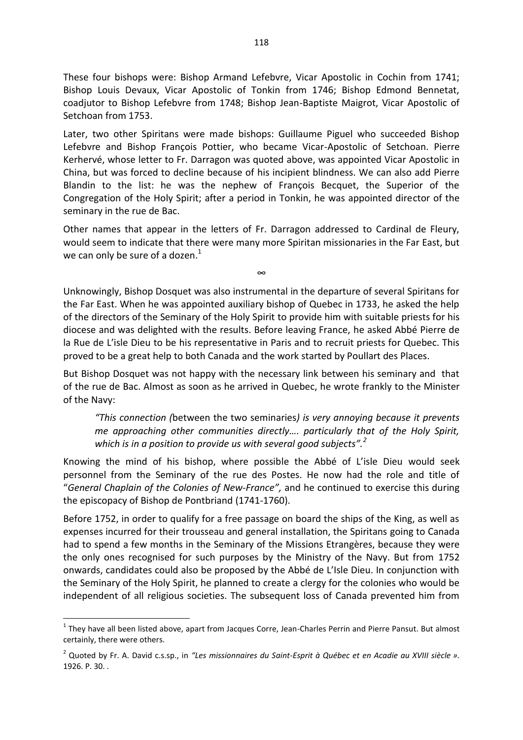These four bishops were: Bishop Armand Lefebvre, Vicar Apostolic in Cochin from 1741; Bishop Louis Devaux, Vicar Apostolic of Tonkin from 1746; Bishop Edmond Bennetat, coadjutor to Bishop Lefebvre from 1748; Bishop Jean-Baptiste Maigrot, Vicar Apostolic of Setchoan from 1753.

Later, two other Spiritans were made bishops: Guillaume Piguel who succeeded Bishop Lefebvre and Bishop François Pottier, who became Vicar-Apostolic of Setchoan. Pierre Kerhervé, whose letter to Fr. Darragon was quoted above, was appointed Vicar Apostolic in China, but was forced to decline because of his incipient blindness. We can also add Pierre Blandin to the list: he was the nephew of François Becquet, the Superior of the Congregation of the Holy Spirit; after a period in Tonkin, he was appointed director of the seminary in the rue de Bac.

Other names that appear in the letters of Fr. Darragon addressed to Cardinal de Fleury, would seem to indicate that there were many more Spiritan missionaries in the Far East, but we can only be sure of a dozen.[1]

∞

Unknowingly, Bishop Dosquet was also instrumental in the departure of several Spiritans for the Far East. When he was appointed auxiliary bishop of Quebec in 1733, he asked the help of the directors of the Seminary of the Holy Spirit to provide him with suitable priests for his diocese and was delighted with the results. Before leaving France, he asked Abbé Pierre de la Rue de L'isle Dieu to be his representative in Paris and to recruit priests for Quebec. This proved to be a great help to both Canada and the work started by Poullart des Places.

But Bishop Dosquet was not happy with the necessary link between his seminary and that of the rue de Bac. Almost as soon as he arrived in Quebec, he wrote frankly to the Minister of the Navy:

> *"This connection (*between the two seminaries*) is very annoying because it prevents me approaching other communities directly…. particularly that of the Holy Spirit, which is in a position to provide us with several good subjects".*[2]

Knowing the mind of his bishop, where possible the Abbé of L'isle Dieu would seek personnel from the Seminary of the rue des Postes. He now had the role and title of "*General Chaplain of the Colonies of New-France",* and he continued to exercise this during the episcopacy of Bishop de Pontbriand (1741-1760).

Before 1752, in order to qualify for a free passage on board the ships of the King, as well as expenses incurred for their trousseau and general installation, the Spiritans going to Canada had to spend a few months in the Seminary of the Missions Etrangères, because they were the only ones recognised for such purposes by the Ministry of the Navy. But from 1752 onwards, candidates could also be proposed by the Abbé de L'Isle Dieu. In conjunction with the Seminary of the Holy Spirit, he planned to create a clergy for the colonies who would be independent of all religious societies. The subsequent loss of Canada prevented him from

---

[1] They have all been listed above, apart from Jacques Corre, Jean-Charles Perrin and Pierre Pansut. But almost certainly, there were others.

[2] Quoted by Fr. A. David c.s.sp., in *"Les missionnaires du Saint-Esprit à Québec et en Acadie au XVIII siècle ».* 1926. P. 30. .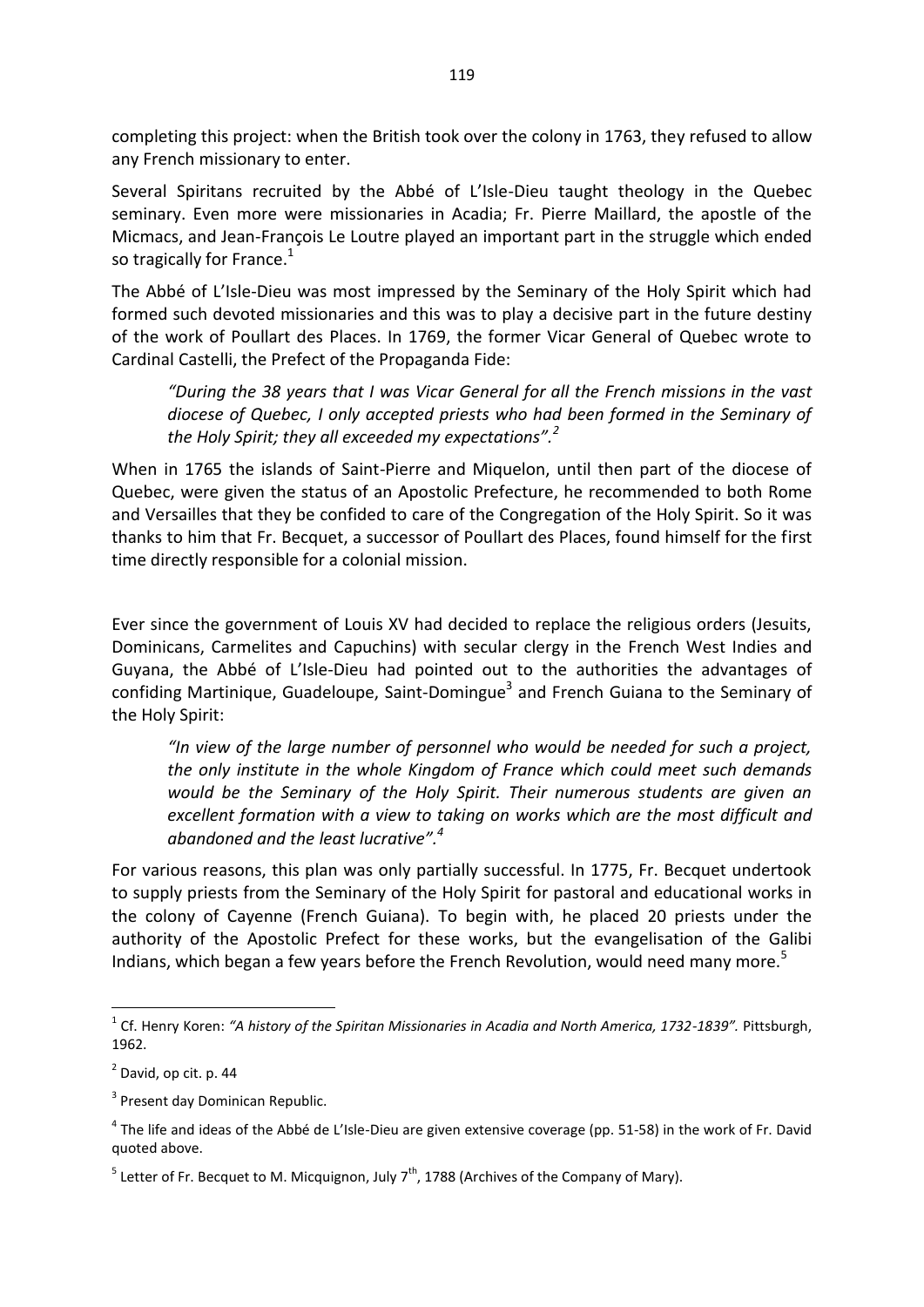completing this project: when the British took over the colony in 1763, they refused to allow any French missionary to enter.

Several Spiritans recruited by the Abbé of L'Isle-Dieu taught theology in the Quebec seminary. Even more were missionaries in Acadia; Fr. Pierre Maillard, the apostle of the Micmacs, and Jean-François Le Loutre played an important part in the struggle which ended so tragically for France.[1]

The Abbé of L'Isle-Dieu was most impressed by the Seminary of the Holy Spirit which had formed such devoted missionaries and this was to play a decisive part in the future destiny of the work of Poullart des Places. In 1769, the former Vicar General of Quebec wrote to Cardinal Castelli, the Prefect of the Propaganda Fide:

> *"During the 38 years that I was Vicar General for all the French missions in the vast diocese of Quebec, I only accepted priests who had been formed in the Seminary of the Holy Spirit; they all exceeded my expectations".*[2]

When in 1765 the islands of Saint-Pierre and Miquelon, until then part of the diocese of Quebec, were given the status of an Apostolic Prefecture, he recommended to both Rome and Versailles that they be confided to care of the Congregation of the Holy Spirit. So it was thanks to him that Fr. Becquet, a successor of Poullart des Places, found himself for the first time directly responsible for a colonial mission.

Ever since the government of Louis XV had decided to replace the religious orders (Jesuits, Dominicans, Carmelites and Capuchins) with secular clergy in the French West Indies and Guyana, the Abbé of L'Isle-Dieu had pointed out to the authorities the advantages of confiding Martinique, Guadeloupe, Saint-Domingue[3] and French Guiana to the Seminary of the Holy Spirit:

> *"In view of the large number of personnel who would be needed for such a project, the only institute in the whole Kingdom of France which could meet such demands would be the Seminary of the Holy Spirit. Their numerous students are given an excellent formation with a view to taking on works which are the most difficult and abandoned and the least lucrative".*[4]

For various reasons, this plan was only partially successful. In 1775, Fr. Becquet undertook to supply priests from the Seminary of the Holy Spirit for pastoral and educational works in the colony of Cayenne (French Guiana). To begin with, he placed 20 priests under the authority of the Apostolic Prefect for these works, but the evangelisation of the Galibi Indians, which began a few years before the French Revolution, would need many more.[5]

---

[1] Cf. Henry Koren: *"A history of the Spiritan Missionaries in Acadia and North America, 1732-1839".* Pittsburgh, 1962.

[2] David, op cit. p. 44

[3] Present day Dominican Republic.

[4] The life and ideas of the Abbé de L'Isle-Dieu are given extensive coverage (pp. 51-58) in the work of Fr. David quoted above.

[5] Letter of Fr. Becquet to M. Micquignon, July 7th, 1788 (Archives of the Company of Mary).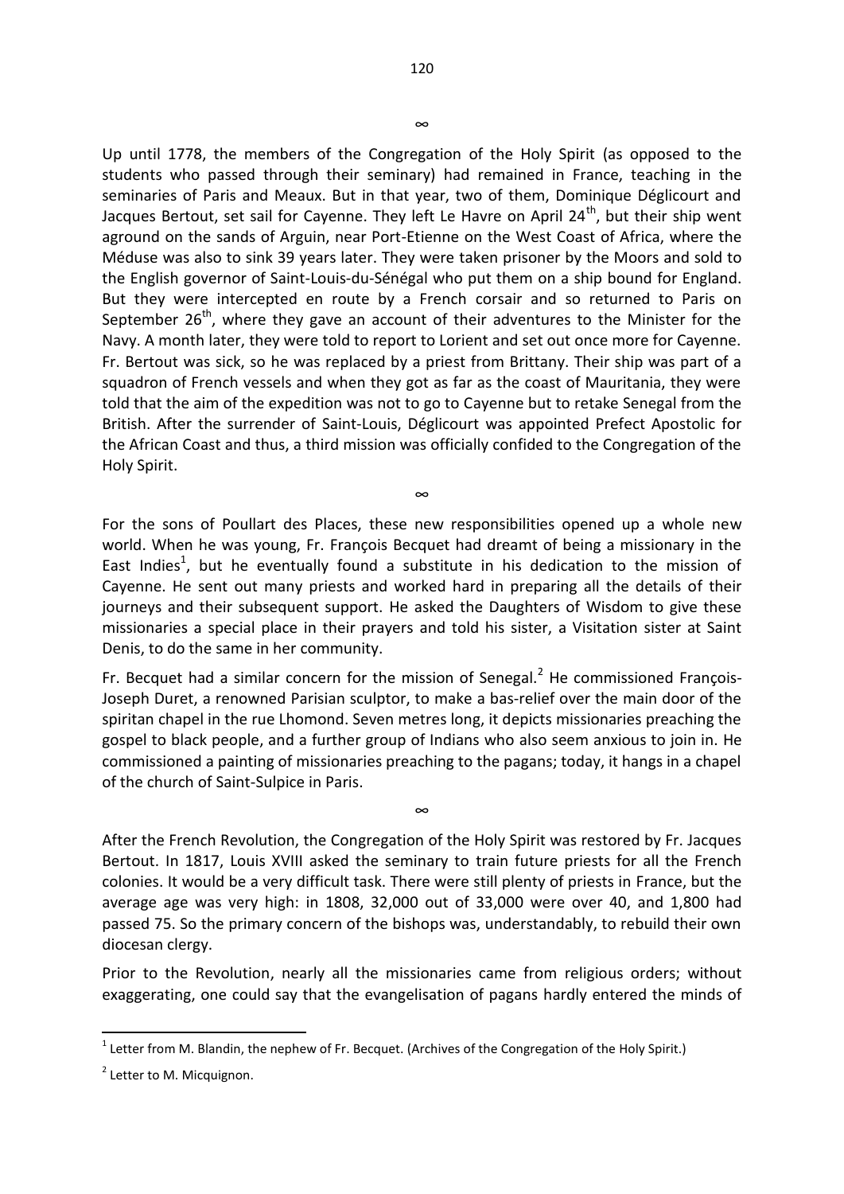∞

Up until 1778, the members of the Congregation of the Holy Spirit (as opposed to the students who passed through their seminary) had remained in France, teaching in the seminaries of Paris and Meaux. But in that year, two of them, Dominique Déglicourt and Jacques Bertout, set sail for Cayenne. They left Le Havre on April 24th, but their ship went aground on the sands of Arguin, near Port-Etienne on the West Coast of Africa, where the Méduse was also to sink 39 years later. They were taken prisoner by the Moors and sold to the English governor of Saint-Louis-du-Sénégal who put them on a ship bound for England. But they were intercepted en route by a French corsair and so returned to Paris on September 26th, where they gave an account of their adventures to the Minister for the Navy. A month later, they were told to report to Lorient and set out once more for Cayenne. Fr. Bertout was sick, so he was replaced by a priest from Brittany. Their ship was part of a squadron of French vessels and when they got as far as the coast of Mauritania, they were told that the aim of the expedition was not to go to Cayenne but to retake Senegal from the British. After the surrender of Saint-Louis, Déglicourt was appointed Prefect Apostolic for the African Coast and thus, a third mission was officially confided to the Congregation of the Holy Spirit.

∞

For the sons of Poullart des Places, these new responsibilities opened up a whole new world. When he was young, Fr. François Becquet had dreamt of being a missionary in the East Indies[1], but he eventually found a substitute in his dedication to the mission of Cayenne. He sent out many priests and worked hard in preparing all the details of their journeys and their subsequent support. He asked the Daughters of Wisdom to give these missionaries a special place in their prayers and told his sister, a Visitation sister at Saint Denis, to do the same in her community.

Fr. Becquet had a similar concern for the mission of Senegal.[2] He commissioned François-Joseph Duret, a renowned Parisian sculptor, to make a bas-relief over the main door of the spiritan chapel in the rue Lhomond. Seven metres long, it depicts missionaries preaching the gospel to black people, and a further group of Indians who also seem anxious to join in. He commissioned a painting of missionaries preaching to the pagans; today, it hangs in a chapel of the church of Saint-Sulpice in Paris.

∞

After the French Revolution, the Congregation of the Holy Spirit was restored by Fr. Jacques Bertout. In 1817, Louis XVIII asked the seminary to train future priests for all the French colonies. It would be a very difficult task. There were still plenty of priests in France, but the average age was very high: in 1808, 32,000 out of 33,000 were over 40, and 1,800 had passed 75. So the primary concern of the bishops was, understandably, to rebuild their own diocesan clergy.

Prior to the Revolution, nearly all the missionaries came from religious orders; without exaggerating, one could say that the evangelisation of pagans hardly entered the minds of

---

[1] Letter from M. Blandin, the nephew of Fr. Becquet. (Archives of the Congregation of the Holy Spirit.)

[2] Letter to M. Micquignon.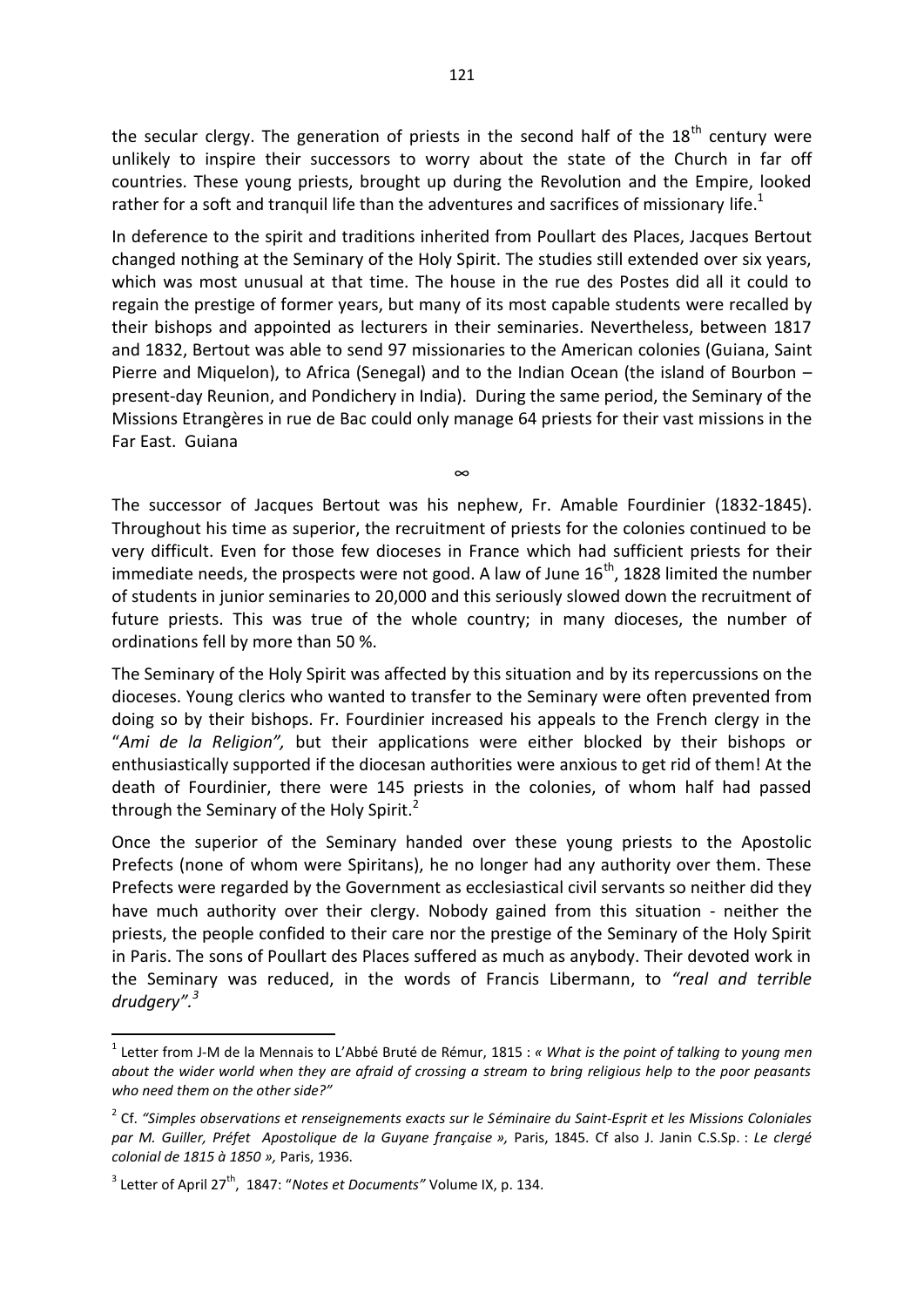the secular clergy. The generation of priests in the second half of the 18th century were unlikely to inspire their successors to worry about the state of the Church in far off countries. These young priests, brought up during the Revolution and the Empire, looked rather for a soft and tranquil life than the adventures and sacrifices of missionary life.[1]

In deference to the spirit and traditions inherited from Poullart des Places, Jacques Bertout changed nothing at the Seminary of the Holy Spirit. The studies still extended over six years, which was most unusual at that time. The house in the rue des Postes did all it could to regain the prestige of former years, but many of its most capable students were recalled by their bishops and appointed as lecturers in their seminaries. Nevertheless, between 1817 and 1832, Bertout was able to send 97 missionaries to the American colonies (Guiana, Saint Pierre and Miquelon), to Africa (Senegal) and to the Indian Ocean (the island of Bourbon – present-day Reunion, and Pondichery in India). During the same period, the Seminary of the Missions Etrangères in rue de Bac could only manage 64 priests for their vast missions in the Far East. Guiana

∞

The successor of Jacques Bertout was his nephew, Fr. Amable Fourdinier (1832-1845). Throughout his time as superior, the recruitment of priests for the colonies continued to be very difficult. Even for those few dioceses in France which had sufficient priests for their immediate needs, the prospects were not good. A law of June 16th, 1828 limited the number of students in junior seminaries to 20,000 and this seriously slowed down the recruitment of future priests. This was true of the whole country; in many dioceses, the number of ordinations fell by more than 50 %.

The Seminary of the Holy Spirit was affected by this situation and by its repercussions on the dioceses. Young clerics who wanted to transfer to the Seminary were often prevented from doing so by their bishops. Fr. Fourdinier increased his appeals to the French clergy in the "*Ami de la Religion",* but their applications were either blocked by their bishops or enthusiastically supported if the diocesan authorities were anxious to get rid of them! At the death of Fourdinier, there were 145 priests in the colonies, of whom half had passed through the Seminary of the Holy Spirit.[2]

Once the superior of the Seminary handed over these young priests to the Apostolic Prefects (none of whom were Spiritans), he no longer had any authority over them. These Prefects were regarded by the Government as ecclesiastical civil servants so neither did they have much authority over their clergy. Nobody gained from this situation - neither the priests, the people confided to their care nor the prestige of the Seminary of the Holy Spirit in Paris. The sons of Poullart des Places suffered as much as anybody. Their devoted work in the Seminary was reduced, in the words of Francis Libermann, to *"real and terrible drudgery".*[3]

---

[1] Letter from J-M de la Mennais to L'Abbé Bruté de Rémur, 1815 : *« What is the point of talking to young men about the wider world when they are afraid of crossing a stream to bring religious help to the poor peasants who need them on the other side?"*

[2] Cf. *"Simples observations et renseignements exacts sur le Séminaire du Saint-Esprit et les Missions Coloniales par M. Guiller, Préfet Apostolique de la Guyane française »,* Paris, 1845. Cf also J. Janin C.S.Sp. : *Le clergé colonial de 1815 à 1850 »,* Paris, 1936.

[3] Letter of April 27th, 1847: "*Notes et Documents"* Volume IX, p. 134.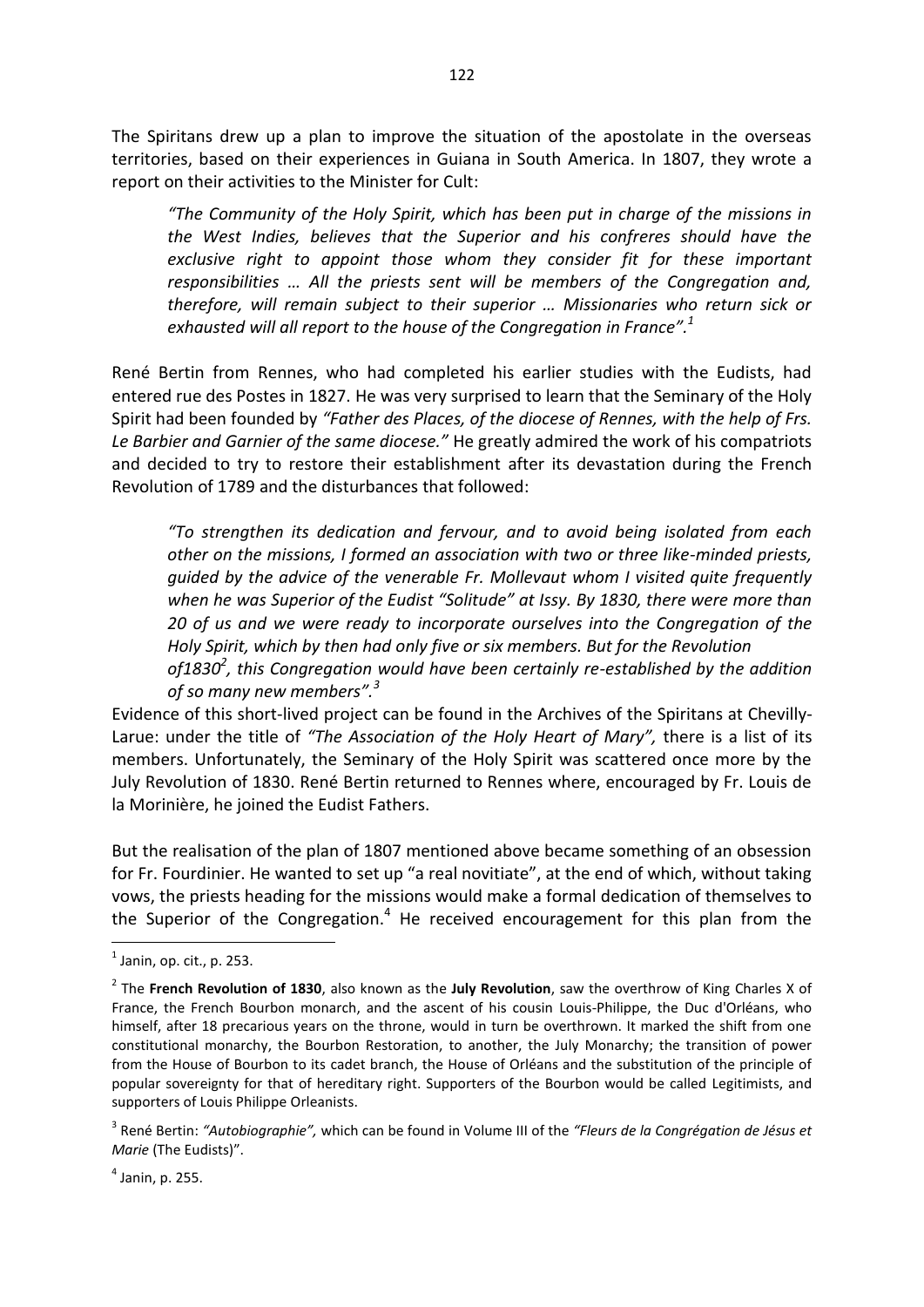The Spiritans drew up a plan to improve the situation of the apostolate in the overseas territories, based on their experiences in Guiana in South America. In 1807, they wrote a report on their activities to the Minister for Cult:

> *"The Community of the Holy Spirit, which has been put in charge of the missions in the West Indies, believes that the Superior and his confreres should have the exclusive right to appoint those whom they consider fit for these important responsibilities … All the priests sent will be members of the Congregation and, therefore, will remain subject to their superior … Missionaries who return sick or exhausted will all report to the house of the Congregation in France".*[1]

René Bertin from Rennes, who had completed his earlier studies with the Eudists, had entered rue des Postes in 1827. He was very surprised to learn that the Seminary of the Holy Spirit had been founded by *"Father des Places, of the diocese of Rennes, with the help of Frs. Le Barbier and Garnier of the same diocese."* He greatly admired the work of his compatriots and decided to try to restore their establishment after its devastation during the French Revolution of 1789 and the disturbances that followed:

> *"To strengthen its dedication and fervour, and to avoid being isolated from each other on the missions, I formed an association with two or three like-minded priests, guided by the advice of the venerable Fr. Mollevaut whom I visited quite frequently when he was Superior of the Eudist "Solitude" at Issy. By 1830, there were more than 20 of us and we were ready to incorporate ourselves into the Congregation of the Holy Spirit, which by then had only five or six members. But for the Revolution of1830*[2]*, this Congregation would have been certainly re-established by the addition of so many new members".*[3]

Evidence of this short-lived project can be found in the Archives of the Spiritans at Chevilly-Larue: under the title of *"The Association of the Holy Heart of Mary",* there is a list of its members. Unfortunately, the Seminary of the Holy Spirit was scattered once more by the July Revolution of 1830. René Bertin returned to Rennes where, encouraged by Fr. Louis de la Morinière, he joined the Eudist Fathers.

But the realisation of the plan of 1807 mentioned above became something of an obsession for Fr. Fourdinier. He wanted to set up "a real novitiate", at the end of which, without taking vows, the priests heading for the missions would make a formal dedication of themselves to the Superior of the Congregation.[4] He received encouragement for this plan from the

---

[1] Janin, op. cit., p. 253.

[2] The **French Revolution of 1830**, also known as the **July Revolution**, saw the overthrow of King Charles X of France, the French Bourbon monarch, and the ascent of his cousin Louis-Philippe, the Duc d'Orléans, who himself, after 18 precarious years on the throne, would in turn be overthrown. It marked the shift from one constitutional monarchy, the Bourbon Restoration, to another, the July Monarchy; the transition of power from the House of Bourbon to its cadet branch, the House of Orléans and the substitution of the principle of popular sovereignty for that of hereditary right. Supporters of the Bourbon would be called Legitimists, and supporters of Louis Philippe Orleanists.

[3] René Bertin: *"Autobiographie",* which can be found in Volume III of the *"Fleurs de la Congrégation de Jésus et Marie* (The Eudists)".

[4] Janin, p. 255.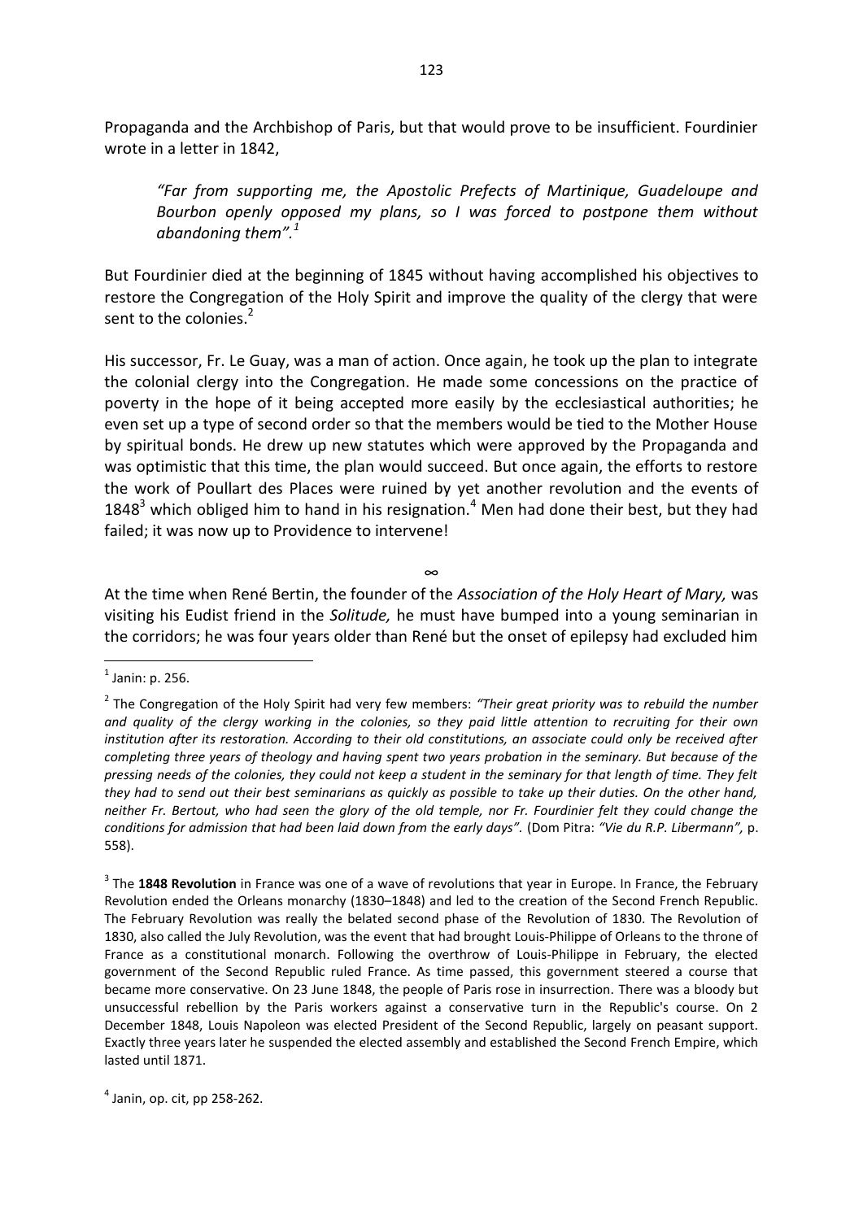Propaganda and the Archbishop of Paris, but that would prove to be insufficient. Fourdinier wrote in a letter in 1842,

> *"Far from supporting me, the Apostolic Prefects of Martinique, Guadeloupe and Bourbon openly opposed my plans, so I was forced to postpone them without abandoning them".*[1]

But Fourdinier died at the beginning of 1845 without having accomplished his objectives to restore the Congregation of the Holy Spirit and improve the quality of the clergy that were sent to the colonies.[2]

His successor, Fr. Le Guay, was a man of action. Once again, he took up the plan to integrate the colonial clergy into the Congregation. He made some concessions on the practice of poverty in the hope of it being accepted more easily by the ecclesiastical authorities; he even set up a type of second order so that the members would be tied to the Mother House by spiritual bonds. He drew up new statutes which were approved by the Propaganda and was optimistic that this time, the plan would succeed. But once again, the efforts to restore the work of Poullart des Places were ruined by yet another revolution and the events of 1848[3] which obliged him to hand in his resignation.[4] Men had done their best, but they had failed; it was now up to Providence to intervene!

∞

At the time when René Bertin, the founder of the *Association of the Holy Heart of Mary,* was visiting his Eudist friend in the *Solitude,* he must have bumped into a young seminarian in the corridors; he was four years older than René but the onset of epilepsy had excluded him

---

[1] Janin: p. 256.

[2] The Congregation of the Holy Spirit had very few members: *"Their great priority was to rebuild the number and quality of the clergy working in the colonies, so they paid little attention to recruiting for their own institution after its restoration. According to their old constitutions, an associate could only be received after completing three years of theology and having spent two years probation in the seminary. But because of the pressing needs of the colonies, they could not keep a student in the seminary for that length of time. They felt they had to send out their best seminarians as quickly as possible to take up their duties. On the other hand, neither Fr. Bertout, who had seen the glory of the old temple, nor Fr. Fourdinier felt they could change the conditions for admission that had been laid down from the early days".* (Dom Pitra: *"Vie du R.P. Libermann",* p. 558).

[3] The **1848 Revolution** in France was one of a wave of revolutions that year in Europe. In France, the February Revolution ended the Orleans monarchy (1830–1848) and led to the creation of the Second French Republic. The February Revolution was really the belated second phase of the Revolution of 1830. The Revolution of 1830, also called the July Revolution, was the event that had brought Louis-Philippe of Orleans to the throne of France as a constitutional monarch. Following the overthrow of Louis-Philippe in February, the elected government of the Second Republic ruled France. As time passed, this government steered a course that became more conservative. On 23 June 1848, the people of Paris rose in insurrection. There was a bloody but unsuccessful rebellion by the Paris workers against a conservative turn in the Republic's course. On 2 December 1848, Louis Napoleon was elected President of the Second Republic, largely on peasant support. Exactly three years later he suspended the elected assembly and established the Second French Empire, which lasted until 1871.

[4] Janin, op. cit, pp 258-262.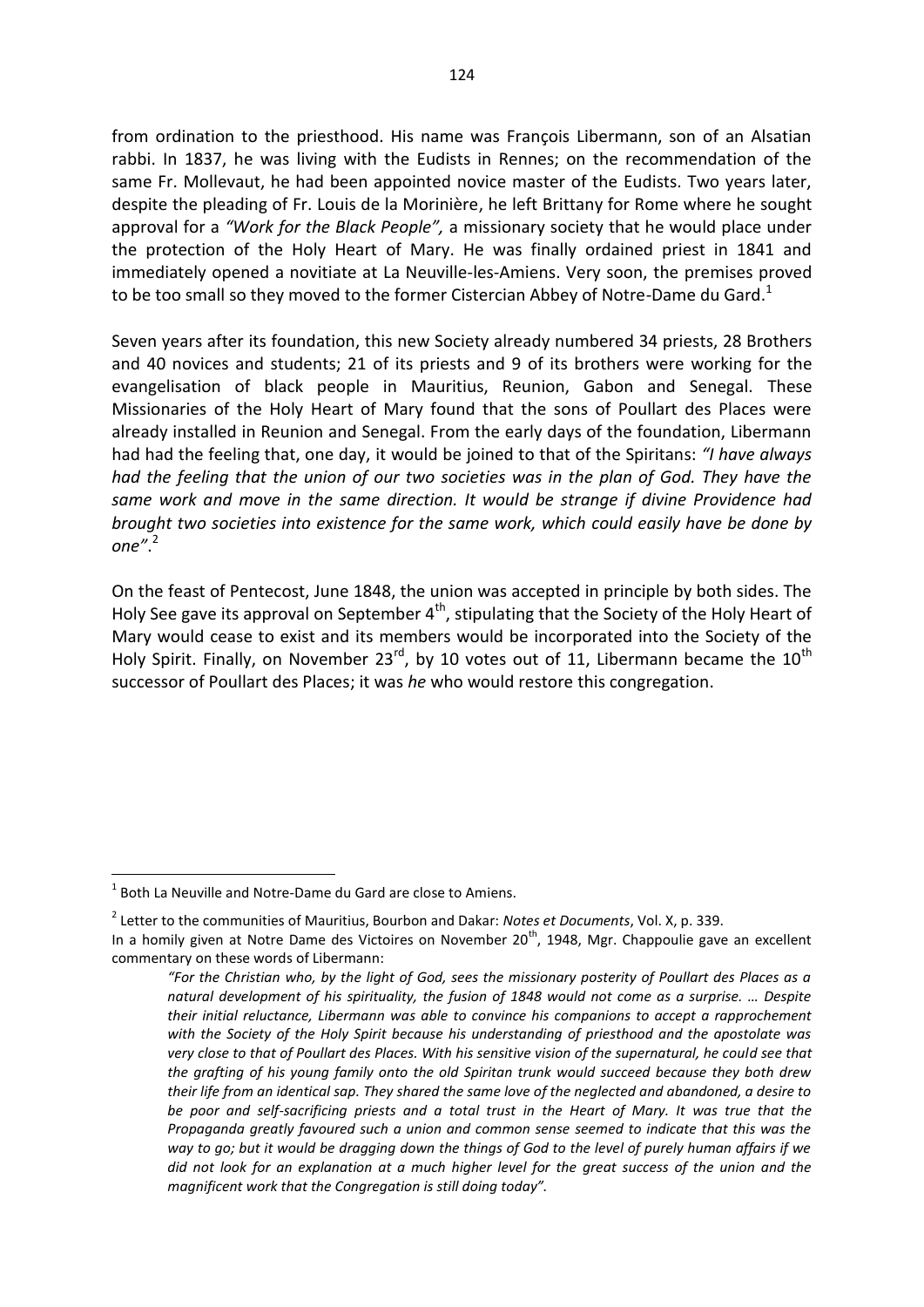from ordination to the priesthood. His name was François Libermann, son of an Alsatian rabbi. In 1837, he was living with the Eudists in Rennes; on the recommendation of the same Fr. Mollevaut, he had been appointed novice master of the Eudists. Two years later, despite the pleading of Fr. Louis de la Morinière, he left Brittany for Rome where he sought approval for a *"Work for the Black People",* a missionary society that he would place under the protection of the Holy Heart of Mary. He was finally ordained priest in 1841 and immediately opened a novitiate at La Neuville-les-Amiens. Very soon, the premises proved to be too small so they moved to the former Cistercian Abbey of Notre-Dame du Gard.[1]

Seven years after its foundation, this new Society already numbered 34 priests, 28 Brothers and 40 novices and students; 21 of its priests and 9 of its brothers were working for the evangelisation of black people in Mauritius, Reunion, Gabon and Senegal. These Missionaries of the Holy Heart of Mary found that the sons of Poullart des Places were already installed in Reunion and Senegal. From the early days of the foundation, Libermann had had the feeling that, one day, it would be joined to that of the Spiritans: *"I have always had the feeling that the union of our two societies was in the plan of God. They have the same work and move in the same direction. It would be strange if divine Providence had brought two societies into existence for the same work, which could easily have be done by one"*.[2]

On the feast of Pentecost, June 1848, the union was accepted in principle by both sides. The Holy See gave its approval on September 4th, stipulating that the Society of the Holy Heart of Mary would cease to exist and its members would be incorporated into the Society of the Holy Spirit. Finally, on November 23rd, by 10 votes out of 11, Libermann became the 10th successor of Poullart des Places; it was *he* who would restore this congregation.

---

[1] Both La Neuville and Notre-Dame du Gard are close to Amiens.

[2] Letter to the communities of Mauritius, Bourbon and Dakar: *Notes et Documents*, Vol. X, p. 339.
In a homily given at Notre Dame des Victoires on November 20th, 1948, Mgr. Chappoulie gave an excellent commentary on these words of Libermann:

> *"For the Christian who, by the light of God, sees the missionary posterity of Poullart des Places as a natural development of his spirituality, the fusion of 1848 would not come as a surprise. … Despite their initial reluctance, Libermann was able to convince his companions to accept a rapprochement with the Society of the Holy Spirit because his understanding of priesthood and the apostolate was very close to that of Poullart des Places. With his sensitive vision of the supernatural, he could see that the grafting of his young family onto the old Spiritan trunk would succeed because they both drew their life from an identical sap. They shared the same love of the neglected and abandoned, a desire to be poor and self-sacrificing priests and a total trust in the Heart of Mary. It was true that the Propaganda greatly favoured such a union and common sense seemed to indicate that this was the way to go; but it would be dragging down the things of God to the level of purely human affairs if we did not look for an explanation at a much higher level for the great success of the union and the magnificent work that the Congregation is still doing today".*